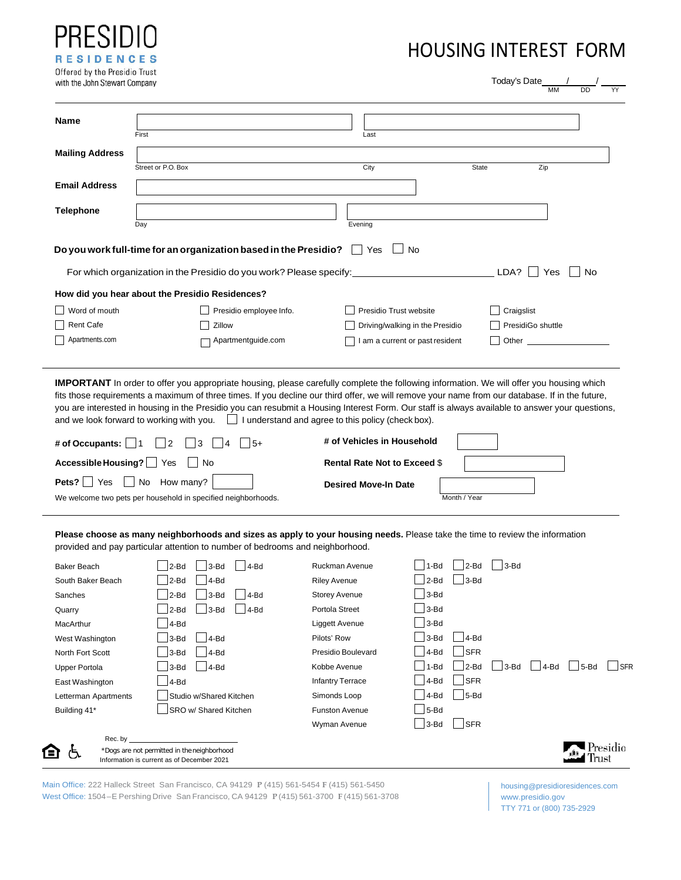PRESIDIO
RESIDENCES
Offered by the Presidio Trust with the John Stewart Company

# HOUSING INTEREST FORM

Today's Date____/____/____
MM DD YY

**Name** ______________________ ______________________
First Last

**Mailing Address** ____________________________________________
Street or P.O. Box City State Zip

**Email Address** ______________________

**Telephone** ______________________ ______________________
Day Evening

**Do you work full-time for an organization based in the Presidio?** ☐ Yes ☐ No

For which organization in the Presidio do you work? Please specify:______________________ LDA? ☐ Yes ☐ No

**How did you hear about the Presidio Residences?**

☐ Word of mouth ☐ Presidio employee Info. ☐ Presidio Trust website ☐ Craigslist
☐ Rent Cafe ☐ Zillow ☐ Driving/walking in the Presidio ☐ PresidiGo shuttle
☐ Apartments.com ☐ Apartmentguide.com ☐ I am a current or past resident ☐ Other ____________

---

**IMPORTANT** In order to offer you appropriate housing, please carefully complete the following information. We will offer you housing which fits those requirements a maximum of three times. If you decline our third offer, we will remove your name from our database. If in the future, you are interested in housing in the Presidio you can resubmit a Housing Interest Form. Our staff is always available to answer your questions, and we look forward to working with you. ☐ I understand and agree to this policy (check box).

**# of Occupants:** ☐ 1 ☐ 2 ☐ 3 ☐ 4 ☐ 5+

**Accessible Housing?** ☐ Yes ☐ No

**Pets?** ☐ Yes ☐ No How many? ______

We welcome two pets per household in specified neighborhoods.

**# of Vehicles in Household** ______

**Rental Rate Not to Exceed** $ ______

**Desired Move-In Date** ______
Month / Year

---

**Please choose as many neighborhoods and sizes as apply to your housing needs.** Please take the time to review the information provided and pay particular attention to number of bedrooms and neighborhood.

| Neighborhood | Sizes |
|---|---|
| Baker Beach | ☐ 2-Bd ☐ 3-Bd ☐ 4-Bd |
| South Baker Beach | ☐ 2-Bd ☐ 4-Bd |
| Sanches | ☐ 2-Bd ☐ 3-Bd ☐ 4-Bd |
| Quarry | ☐ 2-Bd ☐ 3-Bd ☐ 4-Bd |
| MacArthur | ☐ 4-Bd |
| West Washington | ☐ 3-Bd ☐ 4-Bd |
| North Fort Scott | ☐ 3-Bd ☐ 4-Bd |
| Upper Portola | ☐ 3-Bd ☐ 4-Bd |
| East Washington | ☐ 4-Bd |
| Letterman Apartments | ☐ Studio w/Shared Kitchen |
| Building 41* | ☐ SRO w/ Shared Kitchen |

| Neighborhood | Sizes |
|---|---|
| Ruckman Avenue | ☐ 1-Bd ☐ 2-Bd ☐ 3-Bd |
| Riley Avenue | ☐ 2-Bd ☐ 3-Bd |
| Storey Avenue | ☐ 3-Bd |
| Portola Street | ☐ 3-Bd |
| Liggett Avenue | ☐ 3-Bd |
| Pilots' Row | ☐ 3-Bd ☐ 4-Bd |
| Presidio Boulevard | ☐ 4-Bd ☐ SFR |
| Kobbe Avenue | ☐ 1-Bd ☐ 2-Bd ☐ 3-Bd ☐ 4-Bd ☐ 5-Bd ☐ SFR |
| Infantry Terrace | ☐ 4-Bd ☐ SFR |
| Simonds Loop | ☐ 4-Bd ☐ 5-Bd |
| Funston Avenue | ☐ 5-Bd |
| Wyman Avenue | ☐ 3-Bd ☐ SFR |

Rec. by ______________________

*Dogs are not permitted in the neighborhood
Information is current as of December 2021

Presidio Trust

Main Office: 222 Halleck Street San Francisco, CA 94129 P (415) 561-5454 F (415) 561-5450
West Office: 1504–E Pershing Drive San Francisco, CA 94129 P (415) 561-3700 F (415) 561-3708

housing@presidioresidences.com
www.presidio.gov
TTY 771 or (800) 735-2929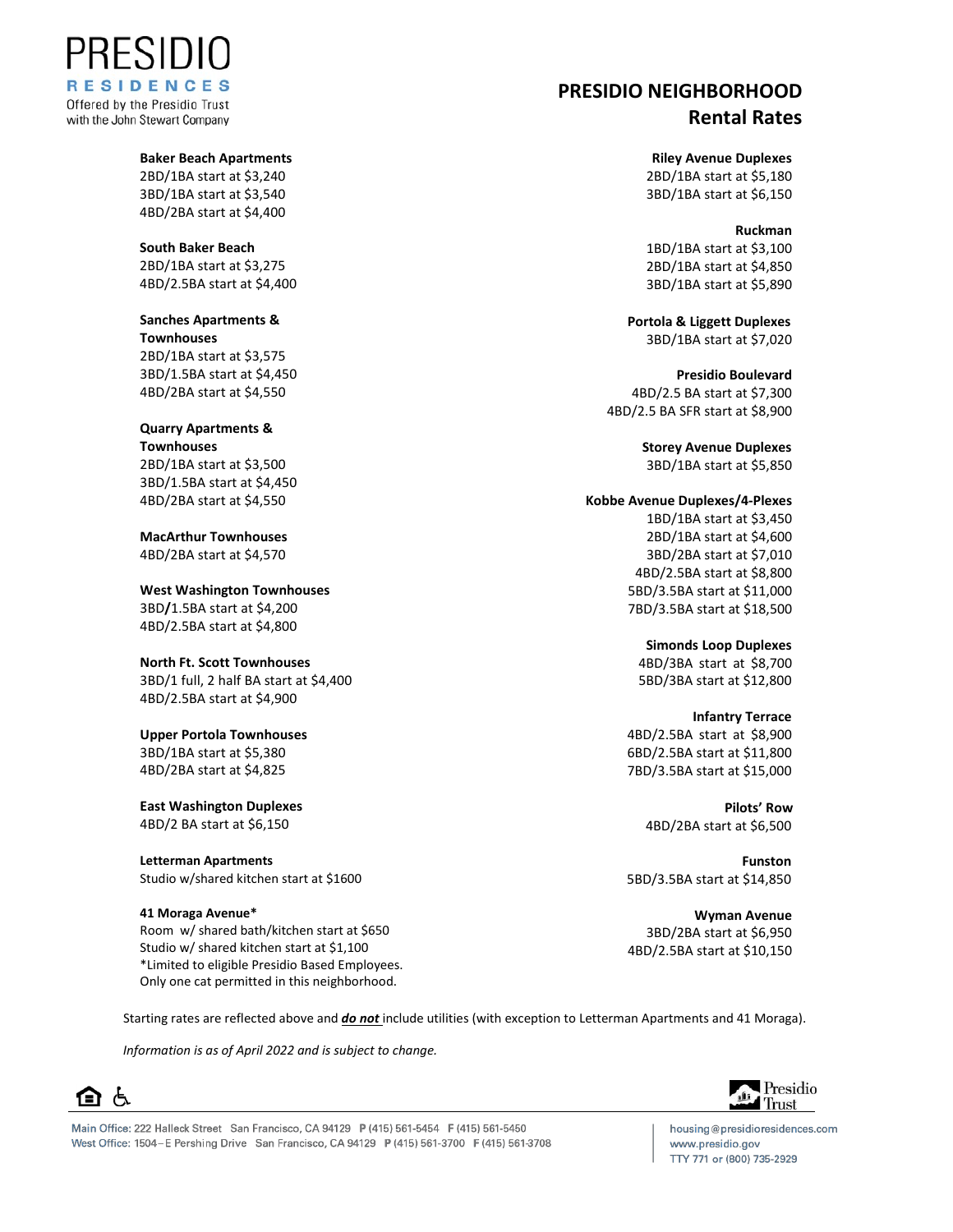PRESIDIO
RESIDENCES
Offered by the Presidio Trust
with the John Stewart Company

# PRESIDIO NEIGHBORHOOD Rental Rates

**Baker Beach Apartments**
2BD/1BA start at $3,240
3BD/1BA start at $3,540
4BD/2BA start at $4,400

**South Baker Beach**
2BD/1BA start at $3,275
4BD/2.5BA start at $4,400

**Sanches Apartments & Townhouses**
2BD/1BA start at $3,575
3BD/1.5BA start at $4,450
4BD/2BA start at $4,550

**Quarry Apartments & Townhouses**
2BD/1BA start at $3,500
3BD/1.5BA start at $4,450
4BD/2BA start at $4,550

**MacArthur Townhouses**
4BD/2BA start at $4,570

**West Washington Townhouses**
3BD/1.5BA start at $4,200
4BD/2.5BA start at $4,800

**North Ft. Scott Townhouses**
3BD/1 full, 2 half BA start at $4,400
4BD/2.5BA start at $4,900

**Upper Portola Townhouses**
3BD/1BA start at $5,380
4BD/2BA start at $4,825

**East Washington Duplexes**
4BD/2 BA start at $6,150

**Letterman Apartments**
Studio w/shared kitchen start at $1600

**41 Moraga Avenue***
Room w/ shared bath/kitchen start at $650
Studio w/ shared kitchen start at $1,100
*Limited to eligible Presidio Based Employees.
Only one cat permitted in this neighborhood.

**Riley Avenue Duplexes**
2BD/1BA start at $5,180
3BD/1BA start at $6,150

**Ruckman**
1BD/1BA start at $3,100
2BD/1BA start at $4,850
3BD/1BA start at $5,890

**Portola & Liggett Duplexes**
3BD/1BA start at $7,020

**Presidio Boulevard**
4BD/2.5 BA start at $7,300
4BD/2.5 BA SFR start at $8,900

**Storey Avenue Duplexes**
3BD/1BA start at $5,850

**Kobbe Avenue Duplexes/4-Plexes**
1BD/1BA start at $3,450
2BD/1BA start at $4,600
3BD/2BA start at $7,010
4BD/2.5BA start at $8,800
5BD/3.5BA start at $11,000
7BD/3.5BA start at $18,500

**Simonds Loop Duplexes**
4BD/3BA start at $8,700
5BD/3BA start at $12,800

**Infantry Terrace**
4BD/2.5BA start at $8,900
6BD/2.5BA start at $11,800
7BD/3.5BA start at $15,000

**Pilots' Row**
4BD/2BA start at $6,500

**Funston**
5BD/3.5BA start at $14,850

**Wyman Avenue**
3BD/2BA start at $6,950
4BD/2.5BA start at $10,150

Starting rates are reflected above and ***do not*** include utilities (with exception to Letterman Apartments and 41 Moraga).

*Information is as of April 2022 and is subject to change.*

Presidio Trust

Main Office: 222 Halleck Street San Francisco, CA 94129 P (415) 561-5454 F (415) 561-5450
West Office: 1504–E Pershing Drive San Francisco, CA 94129 P (415) 561-3700 F (415) 561-3708

housing@presidioresidences.com
www.presidio.gov
TTY 771 or (800) 735-2929